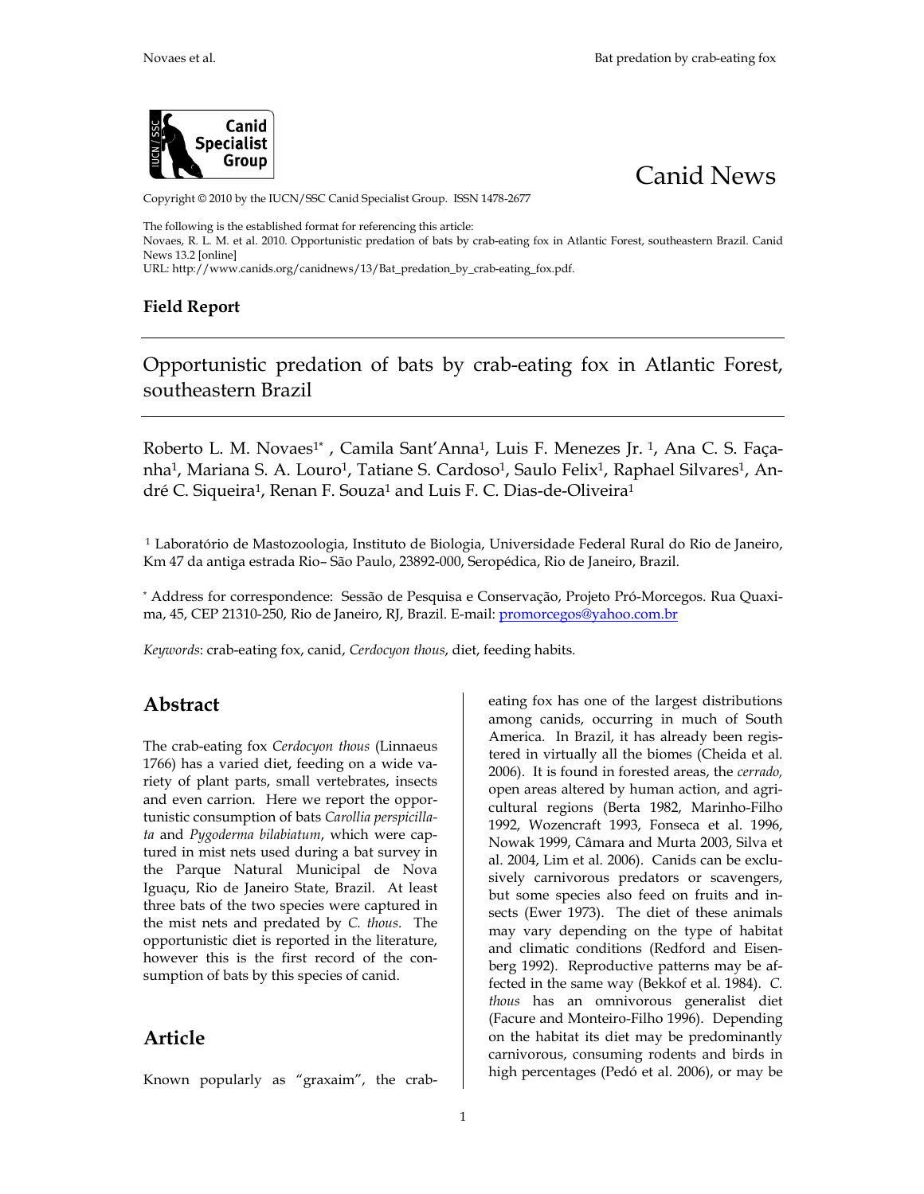Canid News

Copyright © 2010 by the IUCN/SSC Canid Specialist Group. ISSN 1478-2677

The following is the established format for referencing this article:
Novaes, R. L. M. et al. 2010. Opportunistic predation of bats by crab-eating fox in Atlantic Forest, southeastern Brazil. Canid News 13.2 [online]
URL: http://www.canids.org/canidnews/13/Bat_predation_by_crab-eating_fox.pdf.

**Field Report**

# Opportunistic predation of bats by crab-eating fox in Atlantic Forest, southeastern Brazil

Roberto L. M. Novaes[1*], Camila Sant'Anna[1], Luis F. Menezes Jr. [1], Ana C. S. Façanha[1], Mariana S. A. Louro[1], Tatiane S. Cardoso[1], Saulo Felix[1], Raphael Silvares[1], André C. Siqueira[1], Renan F. Souza[1] and Luis F. C. Dias-de-Oliveira[1]

[1] Laboratório de Mastozoologia, Instituto de Biologia, Universidade Federal Rural do Rio de Janeiro, Km 47 da antiga estrada Rio– São Paulo, 23892-000, Seropédica, Rio de Janeiro, Brazil.

[*] Address for correspondence: Sessão de Pesquisa e Conservação, Projeto Pró-Morcegos. Rua Quaxima, 45, CEP 21310-250, Rio de Janeiro, RJ, Brazil. E-mail: promorcegos@yahoo.com.br

*Keywords*: crab-eating fox, canid, *Cerdocyon thous*, diet, feeding habits.

## Abstract

The crab-eating fox *Cerdocyon thous* (Linnaeus 1766) has a varied diet, feeding on a wide variety of plant parts, small vertebrates, insects and even carrion. Here we report the opportunistic consumption of bats *Carollia perspicillata* and *Pygoderma bilabiatum*, which were captured in mist nets used during a bat survey in the Parque Natural Municipal de Nova Iguaçu, Rio de Janeiro State, Brazil. At least three bats of the two species were captured in the mist nets and predated by *C. thous*. The opportunistic diet is reported in the literature, however this is the first record of the consumption of bats by this species of canid.

## Article

Known popularly as "graxaim", the crab-eating fox has one of the largest distributions among canids, occurring in much of South America. In Brazil, it has already been registered in virtually all the biomes (Cheida et al. 2006). It is found in forested areas, the *cerrado,* open areas altered by human action, and agricultural regions (Berta 1982, Marinho-Filho 1992, Wozencraft 1993, Fonseca et al. 1996, Nowak 1999, Câmara and Murta 2003, Silva et al. 2004, Lim et al. 2006). Canids can be exclusively carnivorous predators or scavengers, but some species also feed on fruits and insects (Ewer 1973). The diet of these animals may vary depending on the type of habitat and climatic conditions (Redford and Eisenberg 1992). Reproductive patterns may be affected in the same way (Bekkof et al. 1984). *C. thous* has an omnivorous generalist diet (Facure and Monteiro-Filho 1996). Depending on the habitat its diet may be predominantly carnivorous, consuming rodents and birds in high percentages (Pedó et al. 2006), or may be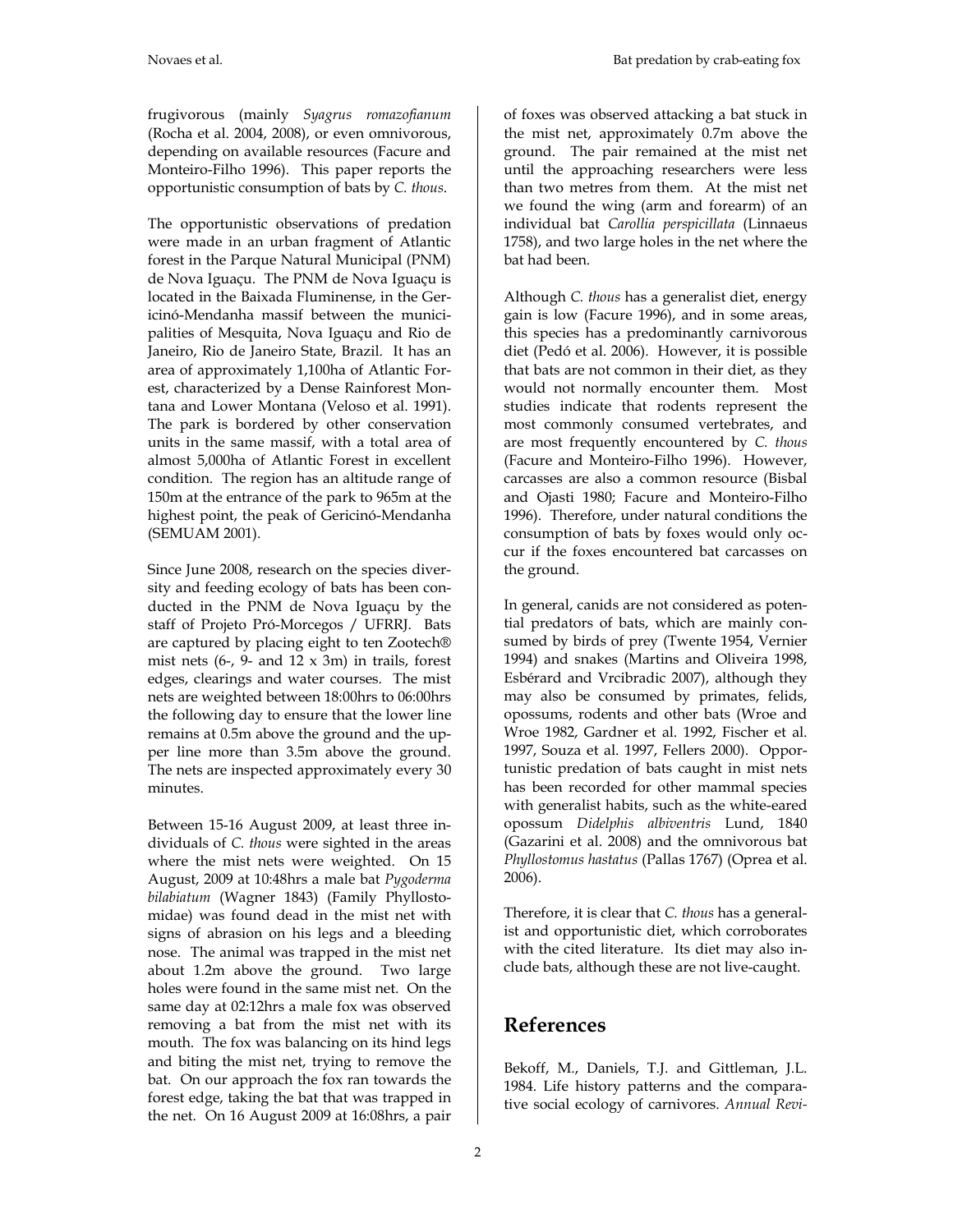frugivorous (mainly *Syagrus romazofianum* (Rocha et al. 2004, 2008), or even omnivorous, depending on available resources (Facure and Monteiro-Filho 1996). This paper reports the opportunistic consumption of bats by *C. thous*.

The opportunistic observations of predation were made in an urban fragment of Atlantic forest in the Parque Natural Municipal (PNM) de Nova Iguaçu. The PNM de Nova Iguaçu is located in the Baixada Fluminense, in the Gericinó-Mendanha massif between the municipalities of Mesquita, Nova Iguaçu and Rio de Janeiro, Rio de Janeiro State, Brazil. It has an area of approximately 1,100ha of Atlantic Forest, characterized by a Dense Rainforest Montana and Lower Montana (Veloso et al. 1991). The park is bordered by other conservation units in the same massif, with a total area of almost 5,000ha of Atlantic Forest in excellent condition. The region has an altitude range of 150m at the entrance of the park to 965m at the highest point, the peak of Gericinó-Mendanha (SEMUAM 2001).

Since June 2008, research on the species diversity and feeding ecology of bats has been conducted in the PNM de Nova Iguaçu by the staff of Projeto Pró-Morcegos / UFRRJ. Bats are captured by placing eight to ten Zootech® mist nets (6-, 9- and 12 x 3m) in trails, forest edges, clearings and water courses. The mist nets are weighted between 18:00hrs to 06:00hrs the following day to ensure that the lower line remains at 0.5m above the ground and the upper line more than 3.5m above the ground. The nets are inspected approximately every 30 minutes.

Between 15-16 August 2009, at least three individuals of *C. thous* were sighted in the areas where the mist nets were weighted. On 15 August, 2009 at 10:48hrs a male bat *Pygoderma bilabiatum* (Wagner 1843) (Family Phyllostomidae) was found dead in the mist net with signs of abrasion on his legs and a bleeding nose. The animal was trapped in the mist net about 1.2m above the ground. Two large holes were found in the same mist net. On the same day at 02:12hrs a male fox was observed removing a bat from the mist net with its mouth. The fox was balancing on its hind legs and biting the mist net, trying to remove the bat. On our approach the fox ran towards the forest edge, taking the bat that was trapped in the net. On 16 August 2009 at 16:08hrs, a pair of foxes was observed attacking a bat stuck in the mist net, approximately 0.7m above the ground. The pair remained at the mist net until the approaching researchers were less than two metres from them. At the mist net we found the wing (arm and forearm) of an individual bat *Carollia perspicillata* (Linnaeus 1758), and two large holes in the net where the bat had been.

Although *C. thous* has a generalist diet, energy gain is low (Facure 1996), and in some areas, this species has a predominantly carnivorous diet (Pedó et al. 2006). However, it is possible that bats are not common in their diet, as they would not normally encounter them. Most studies indicate that rodents represent the most commonly consumed vertebrates, and are most frequently encountered by *C. thous* (Facure and Monteiro-Filho 1996). However, carcasses are also a common resource (Bisbal and Ojasti 1980; Facure and Monteiro-Filho 1996). Therefore, under natural conditions the consumption of bats by foxes would only occur if the foxes encountered bat carcasses on the ground.

In general, canids are not considered as potential predators of bats, which are mainly consumed by birds of prey (Twente 1954, Vernier 1994) and snakes (Martins and Oliveira 1998, Esbérard and Vrcibradic 2007), although they may also be consumed by primates, felids, opossums, rodents and other bats (Wroe and Wroe 1982, Gardner et al. 1992, Fischer et al. 1997, Souza et al. 1997, Fellers 2000). Opportunistic predation of bats caught in mist nets has been recorded for other mammal species with generalist habits, such as the white-eared opossum *Didelphis albiventris* Lund, 1840 (Gazarini et al. 2008) and the omnivorous bat *Phyllostomus hastatus* (Pallas 1767) (Oprea et al. 2006).

Therefore, it is clear that *C. thous* has a generalist and opportunistic diet, which corroborates with the cited literature. Its diet may also include bats, although these are not live-caught.

## References

Bekoff, M., Daniels, T.J. and Gittleman, J.L. 1984. Life history patterns and the comparative social ecology of carnivores. *Annual Revi-*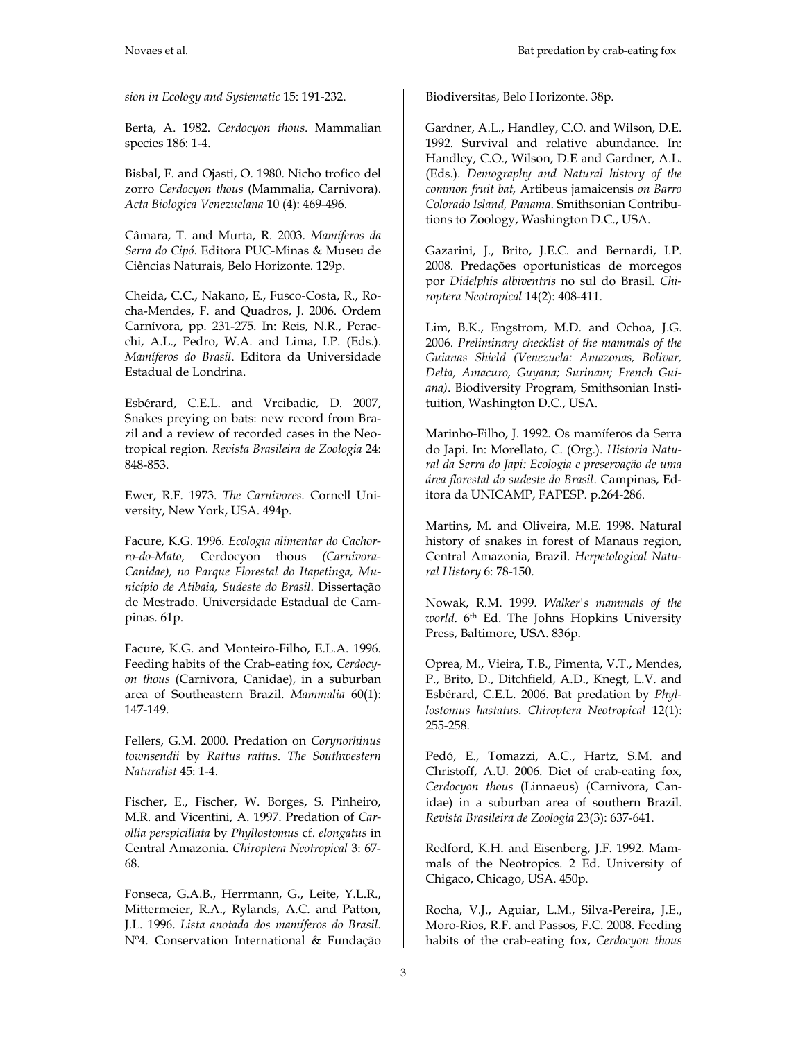*sion in Ecology and Systematic* 15: 191-232.

Berta, A. 1982. *Cerdocyon thous*. Mammalian species 186: 1-4.

Bisbal, F. and Ojasti, O. 1980. Nicho trofico del zorro *Cerdocyon thous* (Mammalia, Carnivora). *Acta Biologica Venezuelana* 10 (4): 469-496.

Câmara, T. and Murta, R. 2003. *Mamíferos da Serra do Cipó*. Editora PUC-Minas & Museu de Ciências Naturais, Belo Horizonte. 129p.

Cheida, C.C., Nakano, E., Fusco-Costa, R., Rocha-Mendes, F. and Quadros, J. 2006. Ordem Carnívora, pp. 231-275. In: Reis, N.R., Peracchi, A.L., Pedro, W.A. and Lima, I.P. (Eds.). *Mamíferos do Brasil*. Editora da Universidade Estadual de Londrina.

Esbérard, C.E.L. and Vrcibadic, D. 2007, Snakes preying on bats: new record from Brazil and a review of recorded cases in the Neotropical region. *Revista Brasileira de Zoologia* 24: 848-853.

Ewer, R.F. 1973. *The Carnivores*. Cornell University, New York, USA. 494p.

Facure, K.G. 1996. *Ecologia alimentar do Cachorro-do-Mato,* Cerdocyon thous *(Carnivora-Canidae), no Parque Florestal do Itapetinga, Município de Atibaia, Sudeste do Brasil*. Dissertação de Mestrado. Universidade Estadual de Campinas. 61p.

Facure, K.G. and Monteiro-Filho, E.L.A. 1996. Feeding habits of the Crab-eating fox, *Cerdocyon thous* (Carnivora, Canidae), in a suburban area of Southeastern Brazil. *Mammalia* 60(1): 147-149.

Fellers, G.M. 2000. Predation on *Corynorhinus townsendii* by *Rattus rattus*. *The Southwestern Naturalist* 45: 1-4.

Fischer, E., Fischer, W. Borges, S. Pinheiro, M.R. and Vicentini, A. 1997. Predation of *Carollia perspicillata* by *Phyllostomus* cf. *elongatus* in Central Amazonia. *Chiroptera Neotropical* 3: 67-68.

Fonseca, G.A.B., Herrmann, G., Leite, Y.L.R., Mittermeier, R.A., Rylands, A.C. and Patton, J.L. 1996. *Lista anotada dos mamíferos do Brasil*. Nº4. Conservation International & Fundação Biodiversitas, Belo Horizonte. 38p.

Gardner, A.L., Handley, C.O. and Wilson, D.E. 1992. Survival and relative abundance. In: Handley, C.O., Wilson, D.E and Gardner, A.L. (Eds.). *Demography and Natural history of the common fruit bat,* Artibeus jamaicensis *on Barro Colorado Island, Panama*. Smithsonian Contributions to Zoology, Washington D.C., USA.

Gazarini, J., Brito, J.E.C. and Bernardi, I.P. 2008. Predações oportunisticas de morcegos por *Didelphis albiventris* no sul do Brasil. *Chiroptera Neotropical* 14(2): 408-411.

Lim, B.K., Engstrom, M.D. and Ochoa, J.G. 2006. *Preliminary checklist of the mammals of the Guianas Shield (Venezuela: Amazonas, Bolivar, Delta, Amacuro, Guyana; Surinam; French Guiana)*. Biodiversity Program, Smithsonian Instituition, Washington D.C., USA.

Marinho-Filho, J. 1992. Os mamíferos da Serra do Japi. In: Morellato, C. (Org.). *Historia Natural da Serra do Japi: Ecologia e preservação de uma área florestal do sudeste do Brasil*. Campinas, Editora da UNICAMP, FAPESP. p.264-286.

Martins, M. and Oliveira, M.E. 1998. Natural history of snakes in forest of Manaus region, Central Amazonia, Brazil. *Herpetological Natural History* 6: 78-150.

Nowak, R.M. 1999. *Walker's mammals of the world*. 6th Ed. The Johns Hopkins University Press, Baltimore, USA. 836p.

Oprea, M., Vieira, T.B., Pimenta, V.T., Mendes, P., Brito, D., Ditchfield, A.D., Knegt, L.V. and Esbérard, C.E.L. 2006. Bat predation by *Phyllostomus hastatus*. *Chiroptera Neotropical* 12(1): 255-258.

Pedó, E., Tomazzi, A.C., Hartz, S.M. and Christoff, A.U. 2006. Diet of crab-eating fox, *Cerdocyon thous* (Linnaeus) (Carnivora, Canidae) in a suburban area of southern Brazil. *Revista Brasileira de Zoologia* 23(3): 637-641.

Redford, K.H. and Eisenberg, J.F. 1992. Mammals of the Neotropics. 2 Ed. University of Chigaco, Chicago, USA. 450p.

Rocha, V.J., Aguiar, L.M., Silva-Pereira, J.E., Moro-Rios, R.F. and Passos, F.C. 2008. Feeding habits of the crab-eating fox, *Cerdocyon thous*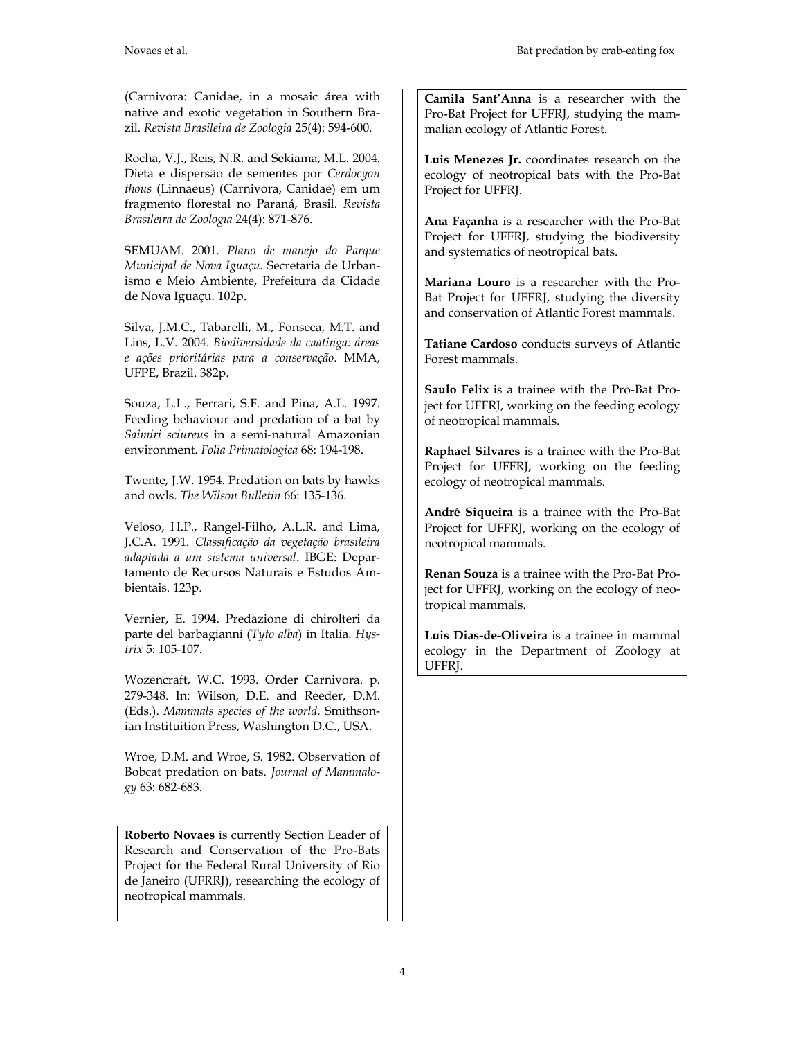(Carnivora: Canidae, in a mosaic área with native and exotic vegetation in Southern Brazil. *Revista Brasileira de Zoologia* 25(4): 594-600.

Rocha, V.J., Reis, N.R. and Sekiama, M.L. 2004. Dieta e dispersão de sementes por *Cerdocyon thous* (Linnaeus) (Carnivora, Canidae) em um fragmento florestal no Paraná, Brasil. *Revista Brasileira de Zoologia* 24(4): 871-876.

SEMUAM. 2001. *Plano de manejo do Parque Municipal de Nova Iguaçu*. Secretaria de Urbanismo e Meio Ambiente, Prefeitura da Cidade de Nova Iguaçu. 102p.

Silva, J.M.C., Tabarelli, M., Fonseca, M.T. and Lins, L.V. 2004. *Biodiversidade da caatinga: áreas e ações prioritárias para a conservação*. MMA, UFPE, Brazil. 382p.

Souza, L.L., Ferrari, S.F. and Pina, A.L. 1997. Feeding behaviour and predation of a bat by *Saimiri sciureus* in a semi-natural Amazonian environment. *Folia Primatologica* 68: 194-198.

Twente, J.W. 1954. Predation on bats by hawks and owls. *The Wilson Bulletin* 66: 135-136.

Veloso, H.P., Rangel-Filho, A.L.R. and Lima, J.C.A. 1991. *Classificação da vegetação brasileira adaptada a um sistema universal*. IBGE: Departamento de Recursos Naturais e Estudos Ambientais. 123p.

Vernier, E. 1994. Predazione di chirolteri da parte del barbagianni (*Tyto alba*) in Italia. *Hystrix* 5: 105-107.

Wozencraft, W.C. 1993. Order Carnivora. p. 279-348. In: Wilson, D.E. and Reeder, D.M. (Eds.). *Mammals species of the world*. Smithsonian Instituition Press, Washington D.C., USA.

Wroe, D.M. and Wroe, S. 1982. Observation of Bobcat predation on bats. *Journal of Mammalogy* 63: 682-683.

**Roberto Novaes** is currently Section Leader of Research and Conservation of the Pro-Bats Project for the Federal Rural University of Rio de Janeiro (UFRRJ), researching the ecology of neotropical mammals.

**Camila Sant'Anna** is a researcher with the Pro-Bat Project for UFFRJ, studying the mammalian ecology of Atlantic Forest.

**Luis Menezes Jr.** coordinates research on the ecology of neotropical bats with the Pro-Bat Project for UFFRJ.

**Ana Façanha** is a researcher with the Pro-Bat Project for UFFRJ, studying the biodiversity and systematics of neotropical bats.

**Mariana Louro** is a researcher with the Pro-Bat Project for UFFRJ, studying the diversity and conservation of Atlantic Forest mammals.

**Tatiane Cardoso** conducts surveys of Atlantic Forest mammals.

**Saulo Felix** is a trainee with the Pro-Bat Project for UFFRJ, working on the feeding ecology of neotropical mammals.

**Raphael Silvares** is a trainee with the Pro-Bat Project for UFFRJ, working on the feeding ecology of neotropical mammals.

**André Siqueira** is a trainee with the Pro-Bat Project for UFFRJ, working on the ecology of neotropical mammals.

**Renan Souza** is a trainee with the Pro-Bat Project for UFFRJ, working on the ecology of neotropical mammals.

**Luis Dias-de-Oliveira** is a trainee in mammal ecology in the Department of Zoology at UFFRJ.